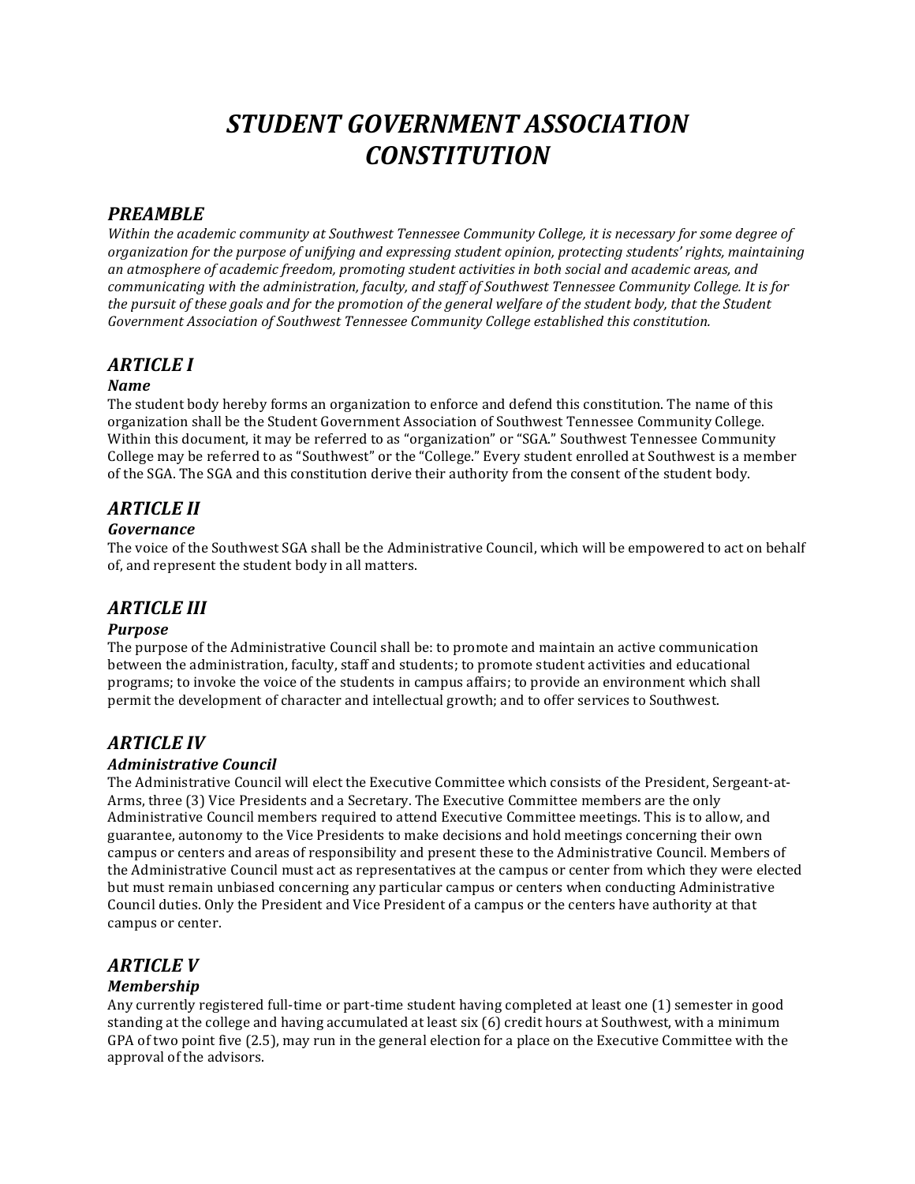# *STUDENT GOVERNMENT ASSOCIATION CONSTITUTION*

## *PREAMBLE*

*Within the academic community at Southwest Tennessee Community College, it is necessary for some degree of organization for the purpose of unifying and expressing student opinion, protecting students' rights, maintaining an atmosphere of academic freedom, promoting student activities in both social and academic areas, and communicating with the administration, faculty, and staff of Southwest Tennessee Community College. It is for the pursuit of these goals and for the promotion of the general welfare of the student body, that the Student Government Association of Southwest Tennessee Community College established this constitution.*

## *ARTICLE I*

### *Name*

The student body hereby forms an organization to enforce and defend this constitution. The name of this organization shall be the Student Government Association of Southwest Tennessee Community College. Within this document, it may be referred to as "organization" or "SGA." Southwest Tennessee Community College may be referred to as "Southwest" or the "College." Every student enrolled at Southwest is a member of the SGA. The SGA and this constitution derive their authority from the consent of the student body.

## *ARTICLE II*

### *Governance*

The voice of the Southwest SGA shall be the Administrative Council, which will be empowered to act on behalf of, and represent the student body in all matters.

## *ARTICLE III*

### *Purpose*

The purpose of the Administrative Council shall be: to promote and maintain an active communication between the administration, faculty, staff and students; to promote student activities and educational programs; to invoke the voice of the students in campus affairs; to provide an environment which shall permit the development of character and intellectual growth; and to offer services to Southwest.

## *ARTICLE IV*

### *Administrative Council*

The Administrative Council will elect the Executive Committee which consists of the President, Sergeant-at-Arms, three (3) Vice Presidents and a Secretary. The Executive Committee members are the only Administrative Council members required to attend Executive Committee meetings. This is to allow, and guarantee, autonomy to the Vice Presidents to make decisions and hold meetings concerning their own campus or centers and areas of responsibility and present these to the Administrative Council. Members of the Administrative Council must act as representatives at the campus or center from which they were elected but must remain unbiased concerning any particular campus or centers when conducting Administrative Council duties. Only the President and Vice President of a campus or the centers have authority at that campus or center.

## *ARTICLE V*

### *Membership*

Any currently registered full-time or part-time student having completed at least one (1) semester in good standing at the college and having accumulated at least six (6) credit hours at Southwest, with a minimum GPA of two point five (2.5), may run in the general election for a place on the Executive Committee with the approval of the advisors.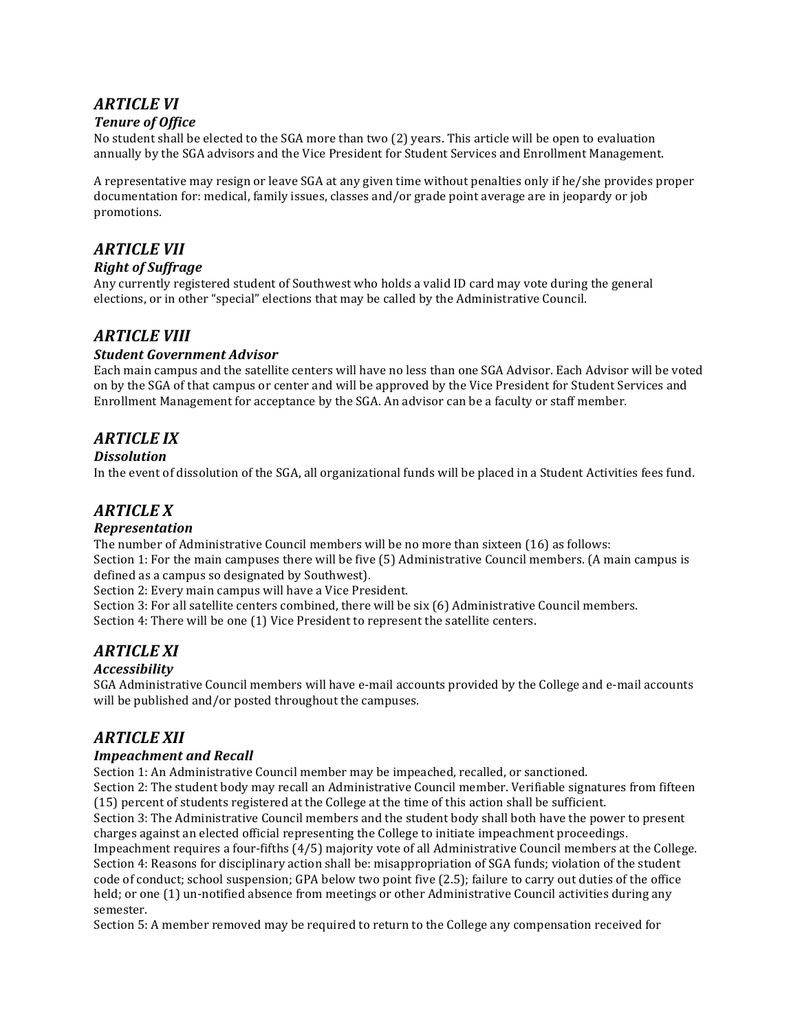## *ARTICLE VI*

### *Tenure of Office*

No student shall be elected to the SGA more than two (2) years. This article will be open to evaluation annually by the SGA advisors and the Vice President for Student Services and Enrollment Management.

A representative may resign or leave SGA at any given time without penalties only if he/she provides proper documentation for: medical, family issues, classes and/or grade point average are in jeopardy or job promotions.

## *ARTICLE VII*

### *Right of Suffrage*

Any currently registered student of Southwest who holds a valid ID card may vote during the general elections, or in other "special" elections that may be called by the Administrative Council.

## *ARTICLE VIII*

### *Student Government Advisor*

Each main campus and the satellite centers will have no less than one SGA Advisor. Each Advisor will be voted on by the SGA of that campus or center and will be approved by the Vice President for Student Services and Enrollment Management for acceptance by the SGA. An advisor can be a faculty or staff member.

## *ARTICLE IX*

### *Dissolution*

In the event of dissolution of the SGA, all organizational funds will be placed in a Student Activities fees fund.

## *ARTICLE X*

### *Representation*

The number of Administrative Council members will be no more than sixteen (16) as follows:
Section 1: For the main campuses there will be five (5) Administrative Council members. (A main campus is defined as a campus so designated by Southwest).
Section 2: Every main campus will have a Vice President.
Section 3: For all satellite centers combined, there will be six (6) Administrative Council members.
Section 4: There will be one (1) Vice President to represent the satellite centers.

## *ARTICLE XI*

### *Accessibility*

SGA Administrative Council members will have e-mail accounts provided by the College and e-mail accounts will be published and/or posted throughout the campuses.

## *ARTICLE XII*

### *Impeachment and Recall*

Section 1: An Administrative Council member may be impeached, recalled, or sanctioned.
Section 2: The student body may recall an Administrative Council member. Verifiable signatures from fifteen (15) percent of students registered at the College at the time of this action shall be sufficient.
Section 3: The Administrative Council members and the student body shall both have the power to present charges against an elected official representing the College to initiate impeachment proceedings. Impeachment requires a four-fifths (4/5) majority vote of all Administrative Council members at the College.
Section 4: Reasons for disciplinary action shall be: misappropriation of SGA funds; violation of the student code of conduct; school suspension; GPA below two point five (2.5); failure to carry out duties of the office held; or one (1) un-notified absence from meetings or other Administrative Council activities during any semester.
Section 5: A member removed may be required to return to the College any compensation received for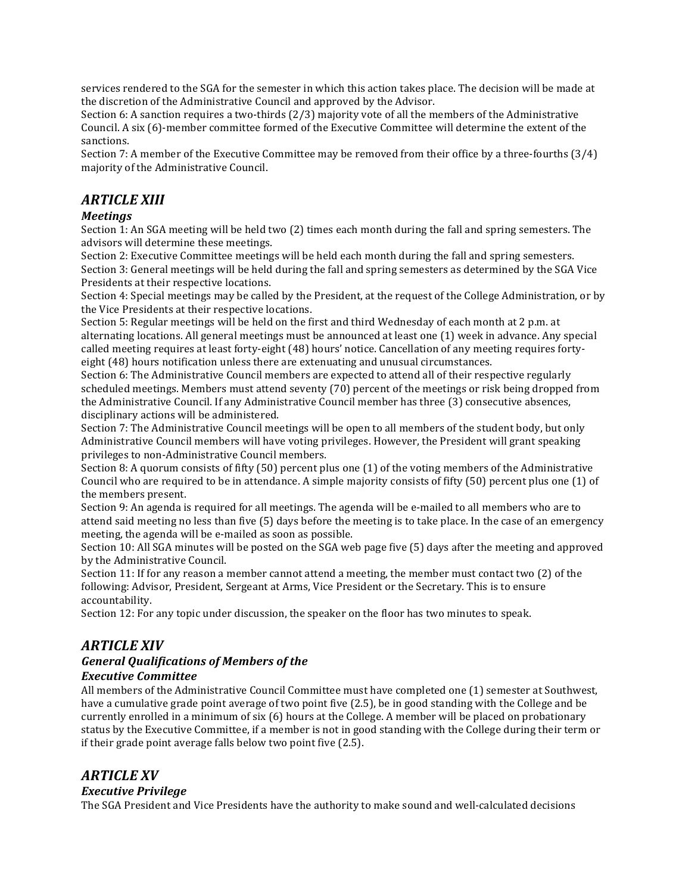services rendered to the SGA for the semester in which this action takes place. The decision will be made at the discretion of the Administrative Council and approved by the Advisor.
Section 6: A sanction requires a two-thirds (2/3) majority vote of all the members of the Administrative Council. A six (6)-member committee formed of the Executive Committee will determine the extent of the sanctions.
Section 7: A member of the Executive Committee may be removed from their office by a three-fourths (3/4) majority of the Administrative Council.

## *ARTICLE XIII*

### *Meetings*

Section 1: An SGA meeting will be held two (2) times each month during the fall and spring semesters. The advisors will determine these meetings.
Section 2: Executive Committee meetings will be held each month during the fall and spring semesters.
Section 3: General meetings will be held during the fall and spring semesters as determined by the SGA Vice Presidents at their respective locations.
Section 4: Special meetings may be called by the President, at the request of the College Administration, or by the Vice Presidents at their respective locations.
Section 5: Regular meetings will be held on the first and third Wednesday of each month at 2 p.m. at alternating locations. All general meetings must be announced at least one (1) week in advance. Any special called meeting requires at least forty-eight (48) hours' notice. Cancellation of any meeting requires forty-eight (48) hours notification unless there are extenuating and unusual circumstances.
Section 6: The Administrative Council members are expected to attend all of their respective regularly scheduled meetings. Members must attend seventy (70) percent of the meetings or risk being dropped from the Administrative Council. If any Administrative Council member has three (3) consecutive absences, disciplinary actions will be administered.
Section 7: The Administrative Council meetings will be open to all members of the student body, but only Administrative Council members will have voting privileges. However, the President will grant speaking privileges to non-Administrative Council members.
Section 8: A quorum consists of fifty (50) percent plus one (1) of the voting members of the Administrative Council who are required to be in attendance. A simple majority consists of fifty (50) percent plus one (1) of the members present.
Section 9: An agenda is required for all meetings. The agenda will be e-mailed to all members who are to attend said meeting no less than five (5) days before the meeting is to take place. In the case of an emergency meeting, the agenda will be e-mailed as soon as possible.
Section 10: All SGA minutes will be posted on the SGA web page five (5) days after the meeting and approved by the Administrative Council.
Section 11: If for any reason a member cannot attend a meeting, the member must contact two (2) of the following: Advisor, President, Sergeant at Arms, Vice President or the Secretary. This is to ensure accountability.
Section 12: For any topic under discussion, the speaker on the floor has two minutes to speak.

## *ARTICLE XIV*

### *General Qualifications of Members of the Executive Committee*

All members of the Administrative Council Committee must have completed one (1) semester at Southwest, have a cumulative grade point average of two point five (2.5), be in good standing with the College and be currently enrolled in a minimum of six (6) hours at the College. A member will be placed on probationary status by the Executive Committee, if a member is not in good standing with the College during their term or if their grade point average falls below two point five (2.5).

## *ARTICLE XV*

### *Executive Privilege*

The SGA President and Vice Presidents have the authority to make sound and well-calculated decisions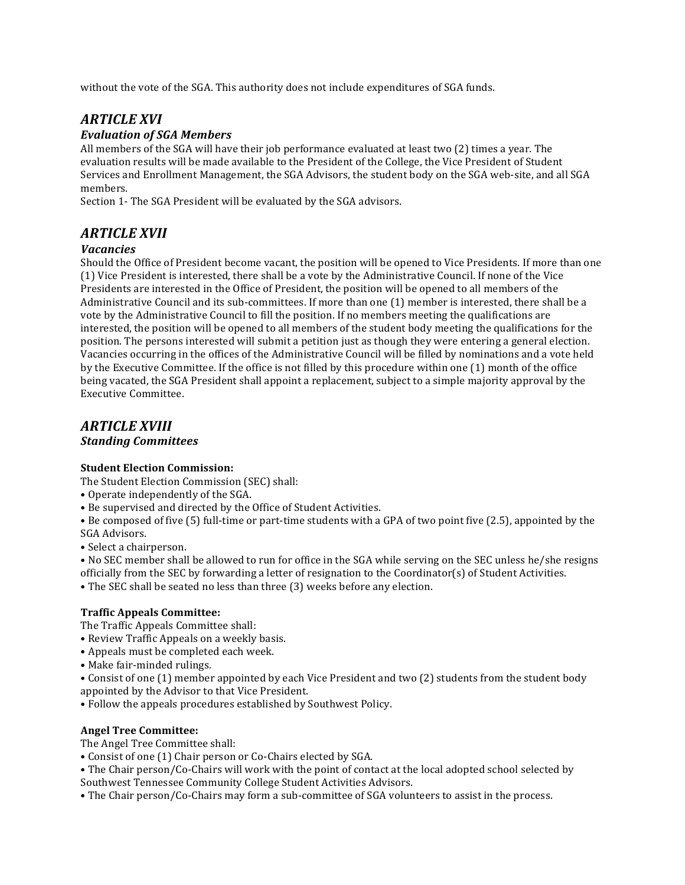without the vote of the SGA. This authority does not include expenditures of SGA funds.

## *ARTICLE XVI*

### *Evaluation of SGA Members*

All members of the SGA will have their job performance evaluated at least two (2) times a year. The evaluation results will be made available to the President of the College, the Vice President of Student Services and Enrollment Management, the SGA Advisors, the student body on the SGA web-site, and all SGA members.

Section 1- The SGA President will be evaluated by the SGA advisors.

## *ARTICLE XVII*

### *Vacancies*

Should the Office of President become vacant, the position will be opened to Vice Presidents. If more than one (1) Vice President is interested, there shall be a vote by the Administrative Council. If none of the Vice Presidents are interested in the Office of President, the position will be opened to all members of the Administrative Council and its sub-committees. If more than one (1) member is interested, there shall be a vote by the Administrative Council to fill the position. If no members meeting the qualifications are interested, the position will be opened to all members of the student body meeting the qualifications for the position. The persons interested will submit a petition just as though they were entering a general election. Vacancies occurring in the offices of the Administrative Council will be filled by nominations and a vote held by the Executive Committee. If the office is not filled by this procedure within one (1) month of the office being vacated, the SGA President shall appoint a replacement, subject to a simple majority approval by the Executive Committee.

## *ARTICLE XVIII*

### *Standing Committees*

**Student Election Commission:**

The Student Election Commission (SEC) shall:

- Operate independently of the SGA.
- Be supervised and directed by the Office of Student Activities.
- Be composed of five (5) full-time or part-time students with a GPA of two point five (2.5), appointed by the SGA Advisors.
- Select a chairperson.
- No SEC member shall be allowed to run for office in the SGA while serving on the SEC unless he/she resigns officially from the SEC by forwarding a letter of resignation to the Coordinator(s) of Student Activities.
- The SEC shall be seated no less than three (3) weeks before any election.

**Traffic Appeals Committee:**

The Traffic Appeals Committee shall:

- Review Traffic Appeals on a weekly basis.
- Appeals must be completed each week.
- Make fair-minded rulings.
- Consist of one (1) member appointed by each Vice President and two (2) students from the student body appointed by the Advisor to that Vice President.
- Follow the appeals procedures established by Southwest Policy.

**Angel Tree Committee:**

The Angel Tree Committee shall:

- Consist of one (1) Chair person or Co-Chairs elected by SGA.
- The Chair person/Co-Chairs will work with the point of contact at the local adopted school selected by Southwest Tennessee Community College Student Activities Advisors.
- The Chair person/Co-Chairs may form a sub-committee of SGA volunteers to assist in the process.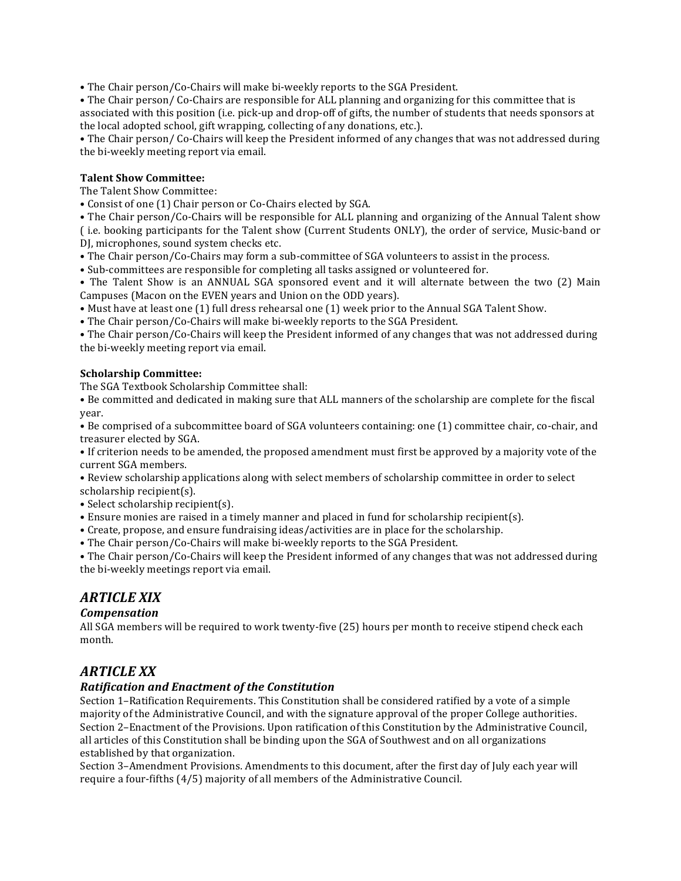- The Chair person/Co-Chairs will make bi-weekly reports to the SGA President.
- The Chair person/ Co-Chairs are responsible for ALL planning and organizing for this committee that is associated with this position (i.e. pick-up and drop-off of gifts, the number of students that needs sponsors at the local adopted school, gift wrapping, collecting of any donations, etc.).
- The Chair person/ Co-Chairs will keep the President informed of any changes that was not addressed during the bi-weekly meeting report via email.

**Talent Show Committee:**

The Talent Show Committee:

- Consist of one (1) Chair person or Co-Chairs elected by SGA.
- The Chair person/Co-Chairs will be responsible for ALL planning and organizing of the Annual Talent show ( i.e. booking participants for the Talent show (Current Students ONLY), the order of service, Music-band or DJ, microphones, sound system checks etc.
- The Chair person/Co-Chairs may form a sub-committee of SGA volunteers to assist in the process.
- Sub-committees are responsible for completing all tasks assigned or volunteered for.
- The Talent Show is an ANNUAL SGA sponsored event and it will alternate between the two (2) Main Campuses (Macon on the EVEN years and Union on the ODD years).
- Must have at least one (1) full dress rehearsal one (1) week prior to the Annual SGA Talent Show.
- The Chair person/Co-Chairs will make bi-weekly reports to the SGA President.
- The Chair person/Co-Chairs will keep the President informed of any changes that was not addressed during the bi-weekly meeting report via email.

**Scholarship Committee:**

The SGA Textbook Scholarship Committee shall:

- Be committed and dedicated in making sure that ALL manners of the scholarship are complete for the fiscal year.
- Be comprised of a subcommittee board of SGA volunteers containing: one (1) committee chair, co-chair, and treasurer elected by SGA.
- If criterion needs to be amended, the proposed amendment must first be approved by a majority vote of the current SGA members.
- Review scholarship applications along with select members of scholarship committee in order to select scholarship recipient(s).
- Select scholarship recipient(s).
- Ensure monies are raised in a timely manner and placed in fund for scholarship recipient(s).
- Create, propose, and ensure fundraising ideas/activities are in place for the scholarship.
- The Chair person/Co-Chairs will make bi-weekly reports to the SGA President.
- The Chair person/Co-Chairs will keep the President informed of any changes that was not addressed during the bi-weekly meetings report via email.

## *ARTICLE XIX*

### *Compensation*

All SGA members will be required to work twenty-five (25) hours per month to receive stipend check each month.

## *ARTICLE XX*

### *Ratification and Enactment of the Constitution*

Section 1–Ratification Requirements. This Constitution shall be considered ratified by a vote of a simple majority of the Administrative Council, and with the signature approval of the proper College authorities.

Section 2–Enactment of the Provisions. Upon ratification of this Constitution by the Administrative Council, all articles of this Constitution shall be binding upon the SGA of Southwest and on all organizations established by that organization.

Section 3–Amendment Provisions. Amendments to this document, after the first day of July each year will require a four-fifths (4/5) majority of all members of the Administrative Council.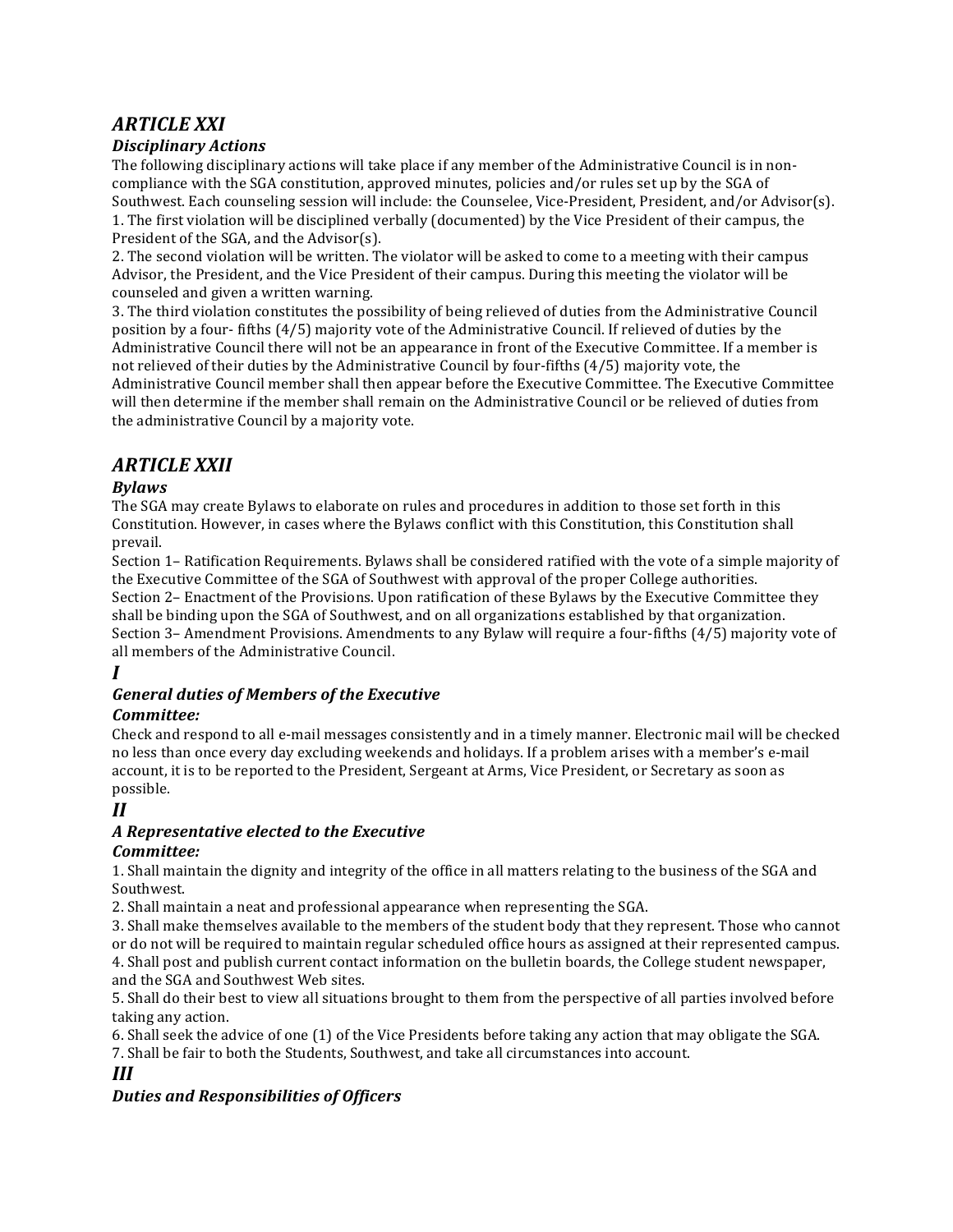## *ARTICLE XXI*

### *Disciplinary Actions*

The following disciplinary actions will take place if any member of the Administrative Council is in non-compliance with the SGA constitution, approved minutes, policies and/or rules set up by the SGA of Southwest. Each counseling session will include: the Counselee, Vice-President, President, and/or Advisor(s).

1. The first violation will be disciplined verbally (documented) by the Vice President of their campus, the President of the SGA, and the Advisor(s).
2. The second violation will be written. The violator will be asked to come to a meeting with their campus Advisor, the President, and the Vice President of their campus. During this meeting the violator will be counseled and given a written warning.
3. The third violation constitutes the possibility of being relieved of duties from the Administrative Council position by a four- fifths (4/5) majority vote of the Administrative Council. If relieved of duties by the Administrative Council there will not be an appearance in front of the Executive Committee. If a member is not relieved of their duties by the Administrative Council by four-fifths (4/5) majority vote, the Administrative Council member shall then appear before the Executive Committee. The Executive Committee will then determine if the member shall remain on the Administrative Council or be relieved of duties from the administrative Council by a majority vote.

## *ARTICLE XXII*

### *Bylaws*

The SGA may create Bylaws to elaborate on rules and procedures in addition to those set forth in this Constitution. However, in cases where the Bylaws conflict with this Constitution, this Constitution shall prevail.

Section 1– Ratification Requirements. Bylaws shall be considered ratified with the vote of a simple majority of the Executive Committee of the SGA of Southwest with approval of the proper College authorities.

Section 2– Enactment of the Provisions. Upon ratification of these Bylaws by the Executive Committee they shall be binding upon the SGA of Southwest, and on all organizations established by that organization.

Section 3– Amendment Provisions. Amendments to any Bylaw will require a four-fifths (4/5) majority vote of all members of the Administrative Council.

### *I*

### *General duties of Members of the Executive Committee:*

Check and respond to all e-mail messages consistently and in a timely manner. Electronic mail will be checked no less than once every day excluding weekends and holidays. If a problem arises with a member's e-mail account, it is to be reported to the President, Sergeant at Arms, Vice President, or Secretary as soon as possible.

### *II*

### *A Representative elected to the Executive Committee:*

1. Shall maintain the dignity and integrity of the office in all matters relating to the business of the SGA and Southwest.
2. Shall maintain a neat and professional appearance when representing the SGA.
3. Shall make themselves available to the members of the student body that they represent. Those who cannot or do not will be required to maintain regular scheduled office hours as assigned at their represented campus.
4. Shall post and publish current contact information on the bulletin boards, the College student newspaper, and the SGA and Southwest Web sites.
5. Shall do their best to view all situations brought to them from the perspective of all parties involved before taking any action.
6. Shall seek the advice of one (1) of the Vice Presidents before taking any action that may obligate the SGA.
7. Shall be fair to both the Students, Southwest, and take all circumstances into account.

### *III*

### *Duties and Responsibilities of Officers*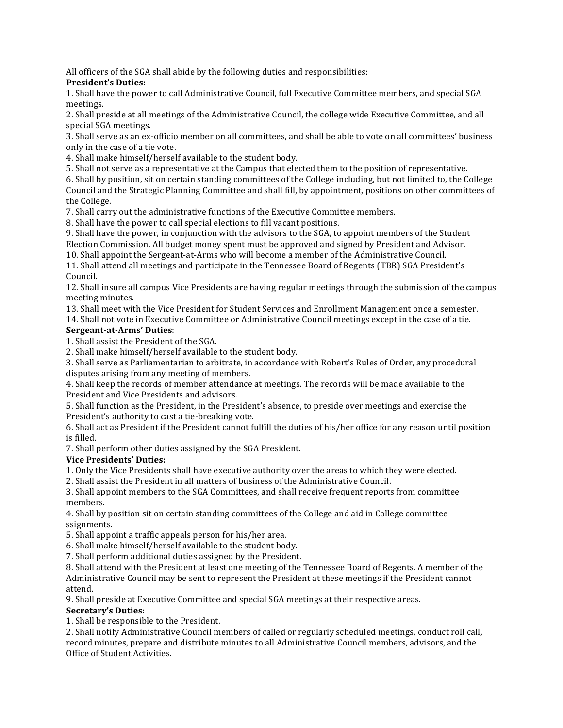All officers of the SGA shall abide by the following duties and responsibilities:

**President's Duties:**

1. Shall have the power to call Administrative Council, full Executive Committee members, and special SGA meetings.
2. Shall preside at all meetings of the Administrative Council, the college wide Executive Committee, and all special SGA meetings.
3. Shall serve as an ex-officio member on all committees, and shall be able to vote on all committees' business only in the case of a tie vote.
4. Shall make himself/herself available to the student body.
5. Shall not serve as a representative at the Campus that elected them to the position of representative.
6. Shall by position, sit on certain standing committees of the College including, but not limited to, the College Council and the Strategic Planning Committee and shall fill, by appointment, positions on other committees of the College.
7. Shall carry out the administrative functions of the Executive Committee members.
8. Shall have the power to call special elections to fill vacant positions.
9. Shall have the power, in conjunction with the advisors to the SGA, to appoint members of the Student Election Commission. All budget money spent must be approved and signed by President and Advisor.
10. Shall appoint the Sergeant-at-Arms who will become a member of the Administrative Council.
11. Shall attend all meetings and participate in the Tennessee Board of Regents (TBR) SGA President's Council.
12. Shall insure all campus Vice Presidents are having regular meetings through the submission of the campus meeting minutes.
13. Shall meet with the Vice President for Student Services and Enrollment Management once a semester.
14. Shall not vote in Executive Committee or Administrative Council meetings except in the case of a tie.

**Sergeant-at-Arms' Duties**:

1. Shall assist the President of the SGA.
2. Shall make himself/herself available to the student body.
3. Shall serve as Parliamentarian to arbitrate, in accordance with Robert's Rules of Order, any procedural disputes arising from any meeting of members.
4. Shall keep the records of member attendance at meetings. The records will be made available to the President and Vice Presidents and advisors.
5. Shall function as the President, in the President's absence, to preside over meetings and exercise the President's authority to cast a tie-breaking vote.
6. Shall act as President if the President cannot fulfill the duties of his/her office for any reason until position is filled.
7. Shall perform other duties assigned by the SGA President.

**Vice Presidents' Duties:**

1. Only the Vice Presidents shall have executive authority over the areas to which they were elected.
2. Shall assist the President in all matters of business of the Administrative Council.
3. Shall appoint members to the SGA Committees, and shall receive frequent reports from committee members.
4. Shall by position sit on certain standing committees of the College and aid in College committee ssignments.
5. Shall appoint a traffic appeals person for his/her area.
6. Shall make himself/herself available to the student body.
7. Shall perform additional duties assigned by the President.
8. Shall attend with the President at least one meeting of the Tennessee Board of Regents. A member of the Administrative Council may be sent to represent the President at these meetings if the President cannot attend.
9. Shall preside at Executive Committee and special SGA meetings at their respective areas.

**Secretary's Duties**:

1. Shall be responsible to the President.
2. Shall notify Administrative Council members of called or regularly scheduled meetings, conduct roll call, record minutes, prepare and distribute minutes to all Administrative Council members, advisors, and the Office of Student Activities.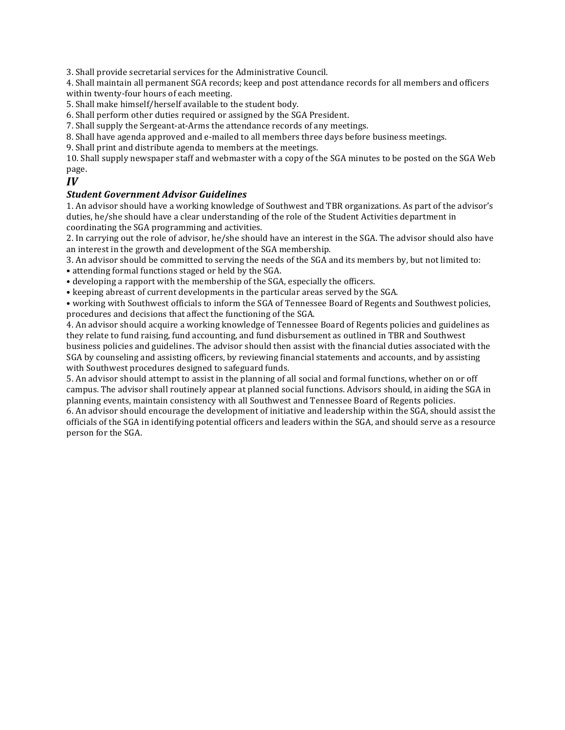3. Shall provide secretarial services for the Administrative Council.

4. Shall maintain all permanent SGA records; keep and post attendance records for all members and officers within twenty-four hours of each meeting.

5. Shall make himself/herself available to the student body.

6. Shall perform other duties required or assigned by the SGA President.

7. Shall supply the Sergeant-at-Arms the attendance records of any meetings.

8. Shall have agenda approved and e-mailed to all members three days before business meetings.

9. Shall print and distribute agenda to members at the meetings.

10. Shall supply newspaper staff and webmaster with a copy of the SGA minutes to be posted on the SGA Web page.

### *IV*

### *Student Government Advisor Guidelines*

1. An advisor should have a working knowledge of Southwest and TBR organizations. As part of the advisor's duties, he/she should have a clear understanding of the role of the Student Activities department in coordinating the SGA programming and activities.

2. In carrying out the role of advisor, he/she should have an interest in the SGA. The advisor should also have an interest in the growth and development of the SGA membership.

3. An advisor should be committed to serving the needs of the SGA and its members by, but not limited to:

- attending formal functions staged or held by the SGA.
- developing a rapport with the membership of the SGA, especially the officers.
- keeping abreast of current developments in the particular areas served by the SGA.
- working with Southwest officials to inform the SGA of Tennessee Board of Regents and Southwest policies, procedures and decisions that affect the functioning of the SGA.

4. An advisor should acquire a working knowledge of Tennessee Board of Regents policies and guidelines as they relate to fund raising, fund accounting, and fund disbursement as outlined in TBR and Southwest business policies and guidelines. The advisor should then assist with the financial duties associated with the SGA by counseling and assisting officers, by reviewing financial statements and accounts, and by assisting with Southwest procedures designed to safeguard funds.

5. An advisor should attempt to assist in the planning of all social and formal functions, whether on or off campus. The advisor shall routinely appear at planned social functions. Advisors should, in aiding the SGA in planning events, maintain consistency with all Southwest and Tennessee Board of Regents policies.

6. An advisor should encourage the development of initiative and leadership within the SGA, should assist the officials of the SGA in identifying potential officers and leaders within the SGA, and should serve as a resource person for the SGA.